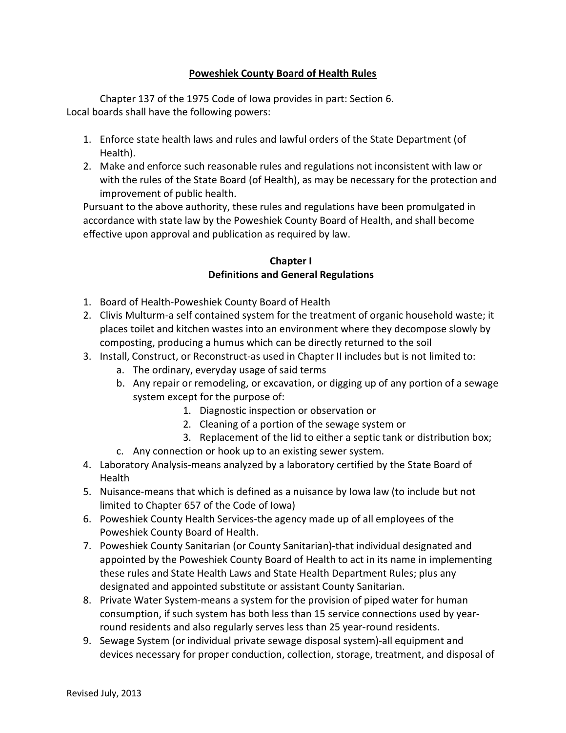# Poweshiek County Board of Health Rules

Chapter 137 of the 1975 Code of Iowa provides in part: Section 6.
Local boards shall have the following powers:

1. Enforce state health laws and rules and lawful orders of the State Department (of Health).
2. Make and enforce such reasonable rules and regulations not inconsistent with law or with the rules of the State Board (of Health), as may be necessary for the protection and improvement of public health.

Pursuant to the above authority, these rules and regulations have been promulgated in accordance with state law by the Poweshiek County Board of Health, and shall become effective upon approval and publication as required by law.

## Chapter I
## Definitions and General Regulations

1. Board of Health-Poweshiek County Board of Health
2. Clivis Multurm-a self contained system for the treatment of organic household waste; it places toilet and kitchen wastes into an environment where they decompose slowly by composting, producing a humus which can be directly returned to the soil
3. Install, Construct, or Reconstruct-as used in Chapter II includes but is not limited to:
   a. The ordinary, everyday usage of said terms
   b. Any repair or remodeling, or excavation, or digging up of any portion of a sewage system except for the purpose of:
      1. Diagnostic inspection or observation or
      2. Cleaning of a portion of the sewage system or
      3. Replacement of the lid to either a septic tank or distribution box;
   c. Any connection or hook up to an existing sewer system.
4. Laboratory Analysis-means analyzed by a laboratory certified by the State Board of Health
5. Nuisance-means that which is defined as a nuisance by Iowa law (to include but not limited to Chapter 657 of the Code of Iowa)
6. Poweshiek County Health Services-the agency made up of all employees of the Poweshiek County Board of Health.
7. Poweshiek County Sanitarian (or County Sanitarian)-that individual designated and appointed by the Poweshiek County Board of Health to act in its name in implementing these rules and State Health Laws and State Health Department Rules; plus any designated and appointed substitute or assistant County Sanitarian.
8. Private Water System-means a system for the provision of piped water for human consumption, if such system has both less than 15 service connections used by year-round residents and also regularly serves less than 25 year-round residents.
9. Sewage System (or individual private sewage disposal system)-all equipment and devices necessary for proper conduction, collection, storage, treatment, and disposal of

Revised July, 2013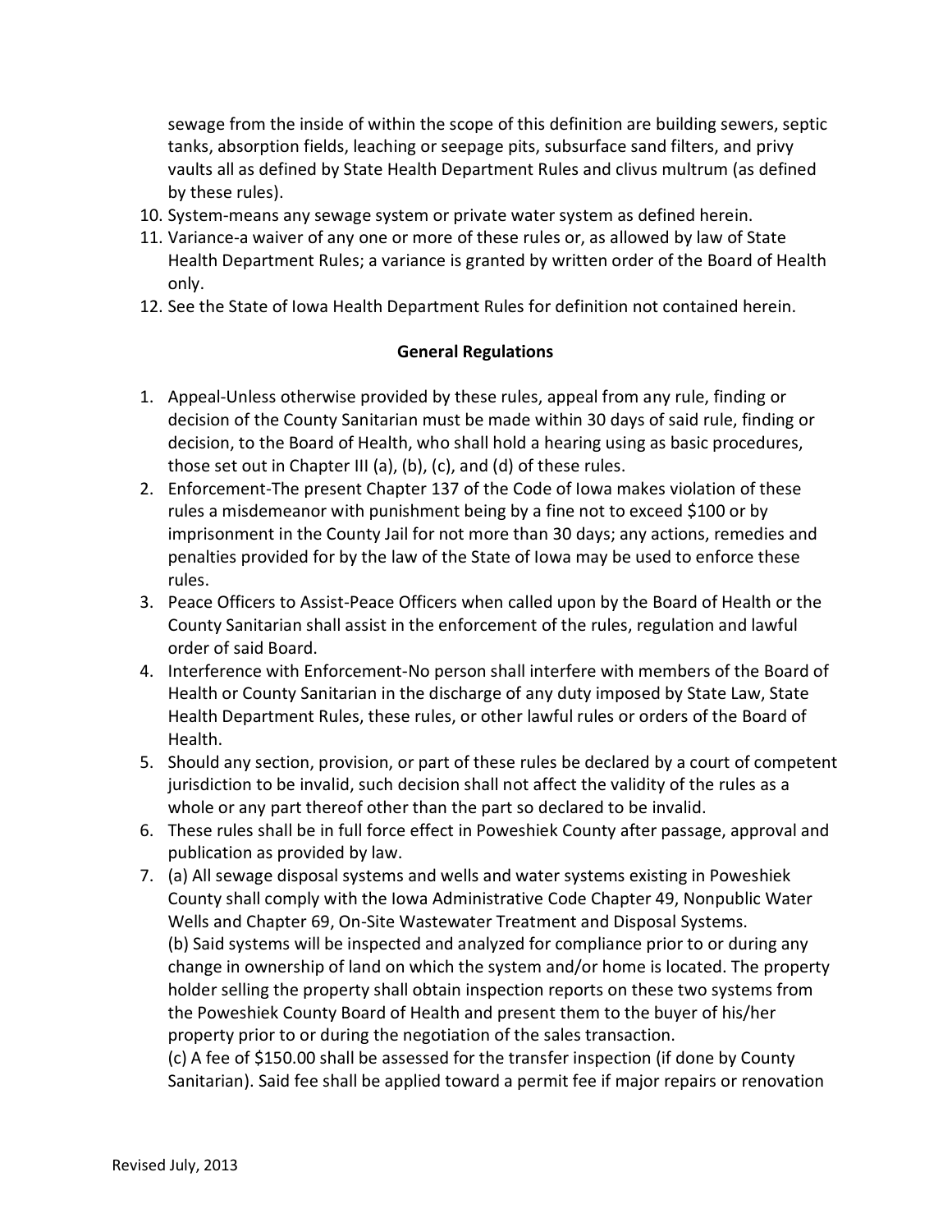sewage from the inside of within the scope of this definition are building sewers, septic tanks, absorption fields, leaching or seepage pits, subsurface sand filters, and privy vaults all as defined by State Health Department Rules and clivus multrum (as defined by these rules).

10. System-means any sewage system or private water system as defined herein.
11. Variance-a waiver of any one or more of these rules or, as allowed by law of State Health Department Rules; a variance is granted by written order of the Board of Health only.
12. See the State of Iowa Health Department Rules for definition not contained herein.

**General Regulations**

1. Appeal-Unless otherwise provided by these rules, appeal from any rule, finding or decision of the County Sanitarian must be made within 30 days of said rule, finding or decision, to the Board of Health, who shall hold a hearing using as basic procedures, those set out in Chapter III (a), (b), (c), and (d) of these rules.
2. Enforcement-The present Chapter 137 of the Code of Iowa makes violation of these rules a misdemeanor with punishment being by a fine not to exceed $100 or by imprisonment in the County Jail for not more than 30 days; any actions, remedies and penalties provided for by the law of the State of Iowa may be used to enforce these rules.
3. Peace Officers to Assist-Peace Officers when called upon by the Board of Health or the County Sanitarian shall assist in the enforcement of the rules, regulation and lawful order of said Board.
4. Interference with Enforcement-No person shall interfere with members of the Board of Health or County Sanitarian in the discharge of any duty imposed by State Law, State Health Department Rules, these rules, or other lawful rules or orders of the Board of Health.
5. Should any section, provision, or part of these rules be declared by a court of competent jurisdiction to be invalid, such decision shall not affect the validity of the rules as a whole or any part thereof other than the part so declared to be invalid.
6. These rules shall be in full force effect in Poweshiek County after passage, approval and publication as provided by law.
7. (a) All sewage disposal systems and wells and water systems existing in Poweshiek County shall comply with the Iowa Administrative Code Chapter 49, Nonpublic Water Wells and Chapter 69, On-Site Wastewater Treatment and Disposal Systems.
   (b) Said systems will be inspected and analyzed for compliance prior to or during any change in ownership of land on which the system and/or home is located. The property holder selling the property shall obtain inspection reports on these two systems from the Poweshiek County Board of Health and present them to the buyer of his/her property prior to or during the negotiation of the sales transaction.
   (c) A fee of $150.00 shall be assessed for the transfer inspection (if done by County Sanitarian). Said fee shall be applied toward a permit fee if major repairs or renovation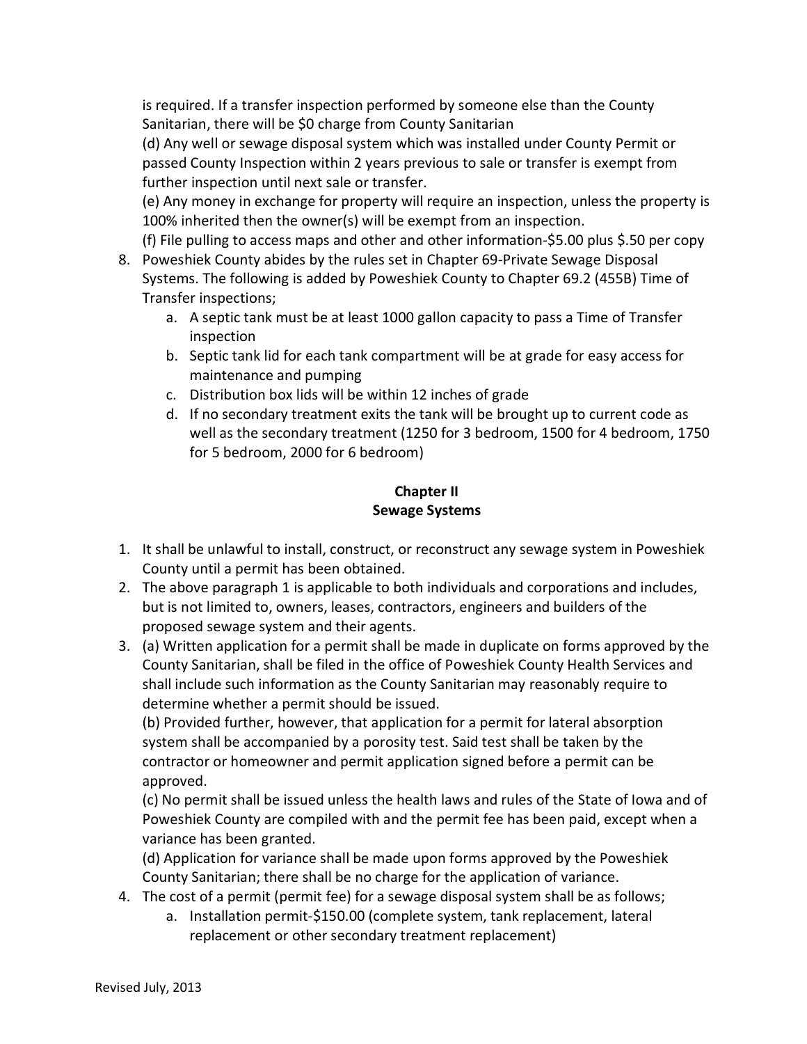is required. If a transfer inspection performed by someone else than the County Sanitarian, there will be $0 charge from County Sanitarian

(d) Any well or sewage disposal system which was installed under County Permit or passed County Inspection within 2 years previous to sale or transfer is exempt from further inspection until next sale or transfer.

(e) Any money in exchange for property will require an inspection, unless the property is 100% inherited then the owner(s) will be exempt from an inspection.

(f) File pulling to access maps and other and other information-$5.00 plus $.50 per copy

8. Poweshiek County abides by the rules set in Chapter 69-Private Sewage Disposal Systems. The following is added by Poweshiek County to Chapter 69.2 (455B) Time of Transfer inspections;
   a. A septic tank must be at least 1000 gallon capacity to pass a Time of Transfer inspection
   b. Septic tank lid for each tank compartment will be at grade for easy access for maintenance and pumping
   c. Distribution box lids will be within 12 inches of grade
   d. If no secondary treatment exits the tank will be brought up to current code as well as the secondary treatment (1250 for 3 bedroom, 1500 for 4 bedroom, 1750 for 5 bedroom, 2000 for 6 bedroom)

## Chapter II
## Sewage Systems

1. It shall be unlawful to install, construct, or reconstruct any sewage system in Poweshiek County until a permit has been obtained.
2. The above paragraph 1 is applicable to both individuals and corporations and includes, but is not limited to, owners, leases, contractors, engineers and builders of the proposed sewage system and their agents.
3. (a) Written application for a permit shall be made in duplicate on forms approved by the County Sanitarian, shall be filed in the office of Poweshiek County Health Services and shall include such information as the County Sanitarian may reasonably require to determine whether a permit should be issued.

   (b) Provided further, however, that application for a permit for lateral absorption system shall be accompanied by a porosity test. Said test shall be taken by the contractor or homeowner and permit application signed before a permit can be approved.

   (c) No permit shall be issued unless the health laws and rules of the State of Iowa and of Poweshiek County are compiled with and the permit fee has been paid, except when a variance has been granted.

   (d) Application for variance shall be made upon forms approved by the Poweshiek County Sanitarian; there shall be no charge for the application of variance.
4. The cost of a permit (permit fee) for a sewage disposal system shall be as follows;
   a. Installation permit-$150.00 (complete system, tank replacement, lateral replacement or other secondary treatment replacement)

Revised July, 2013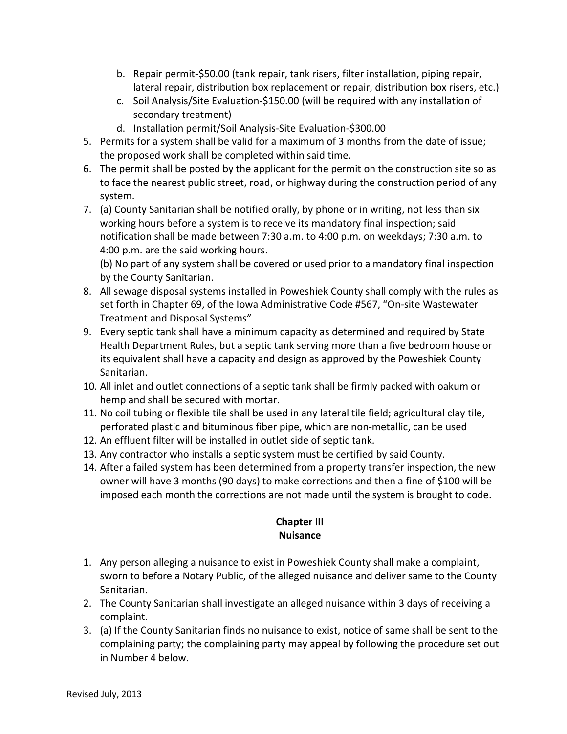b. Repair permit-$50.00 (tank repair, tank risers, filter installation, piping repair, lateral repair, distribution box replacement or repair, distribution box risers, etc.)
   c. Soil Analysis/Site Evaluation-$150.00 (will be required with any installation of secondary treatment)
   d. Installation permit/Soil Analysis-Site Evaluation-$300.00
5. Permits for a system shall be valid for a maximum of 3 months from the date of issue; the proposed work shall be completed within said time.
6. The permit shall be posted by the applicant for the permit on the construction site so as to face the nearest public street, road, or highway during the construction period of any system.
7. (a) County Sanitarian shall be notified orally, by phone or in writing, not less than six working hours before a system is to receive its mandatory final inspection; said notification shall be made between 7:30 a.m. to 4:00 p.m. on weekdays; 7:30 a.m. to 4:00 p.m. are the said working hours.
   (b) No part of any system shall be covered or used prior to a mandatory final inspection by the County Sanitarian.
8. All sewage disposal systems installed in Poweshiek County shall comply with the rules as set forth in Chapter 69, of the Iowa Administrative Code #567, "On-site Wastewater Treatment and Disposal Systems"
9. Every septic tank shall have a minimum capacity as determined and required by State Health Department Rules, but a septic tank serving more than a five bedroom house or its equivalent shall have a capacity and design as approved by the Poweshiek County Sanitarian.
10. All inlet and outlet connections of a septic tank shall be firmly packed with oakum or hemp and shall be secured with mortar.
11. No coil tubing or flexible tile shall be used in any lateral tile field; agricultural clay tile, perforated plastic and bituminous fiber pipe, which are non-metallic, can be used
12. An effluent filter will be installed in outlet side of septic tank.
13. Any contractor who installs a septic system must be certified by said County.
14. After a failed system has been determined from a property transfer inspection, the new owner will have 3 months (90 days) to make corrections and then a fine of $100 will be imposed each month the corrections are not made until the system is brought to code.

## Chapter III
## Nuisance

1. Any person alleging a nuisance to exist in Poweshiek County shall make a complaint, sworn to before a Notary Public, of the alleged nuisance and deliver same to the County Sanitarian.
2. The County Sanitarian shall investigate an alleged nuisance within 3 days of receiving a complaint.
3. (a) If the County Sanitarian finds no nuisance to exist, notice of same shall be sent to the complaining party; the complaining party may appeal by following the procedure set out in Number 4 below.

Revised July, 2013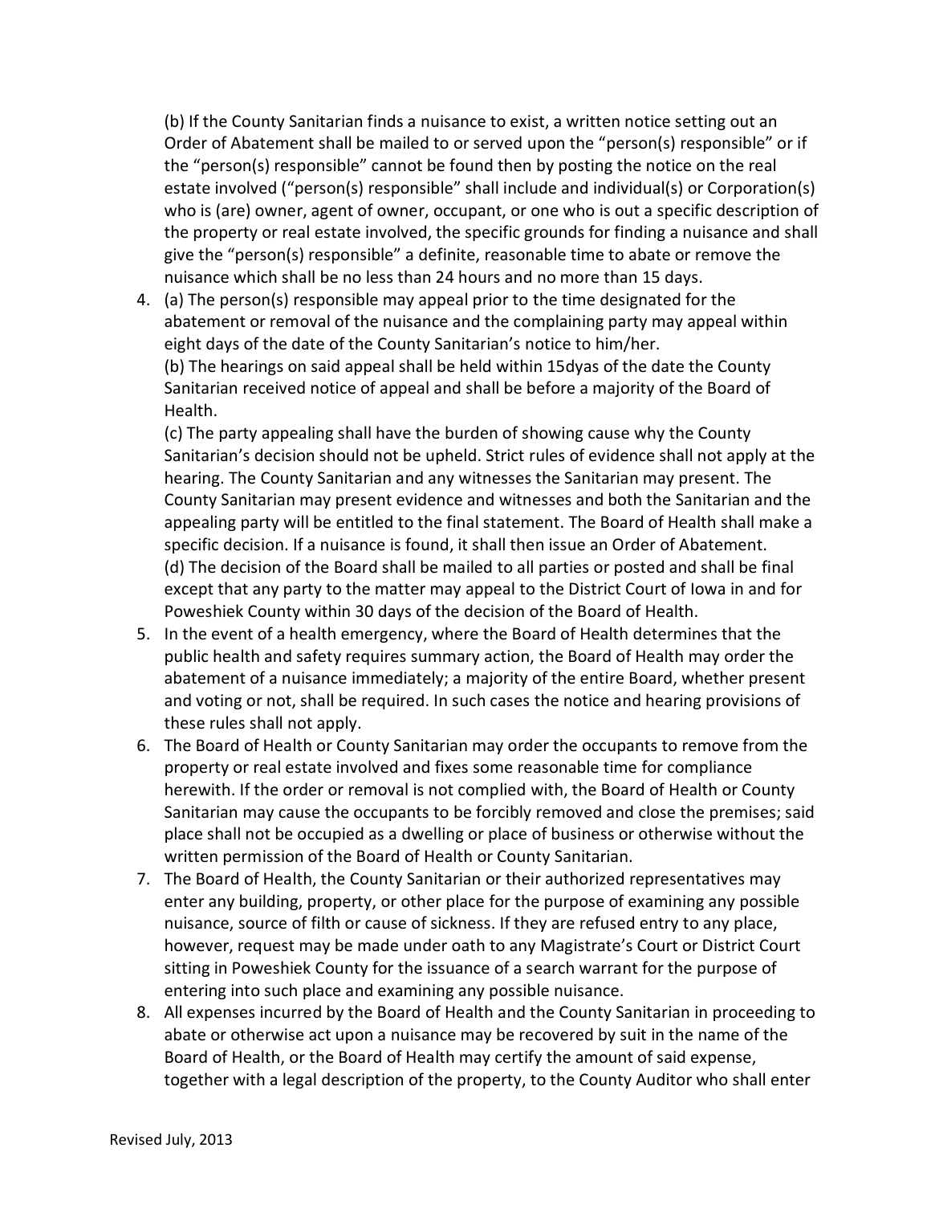(b) If the County Sanitarian finds a nuisance to exist, a written notice setting out an Order of Abatement shall be mailed to or served upon the "person(s) responsible" or if the "person(s) responsible" cannot be found then by posting the notice on the real estate involved ("person(s) responsible" shall include and individual(s) or Corporation(s) who is (are) owner, agent of owner, occupant, or one who is out a specific description of the property or real estate involved, the specific grounds for finding a nuisance and shall give the "person(s) responsible" a definite, reasonable time to abate or remove the nuisance which shall be no less than 24 hours and no more than 15 days.

4. (a) The person(s) responsible may appeal prior to the time designated for the abatement or removal of the nuisance and the complaining party may appeal within eight days of the date of the County Sanitarian's notice to him/her.
   (b) The hearings on said appeal shall be held within 15dyas of the date the County Sanitarian received notice of appeal and shall be before a majority of the Board of Health.
   (c) The party appealing shall have the burden of showing cause why the County Sanitarian's decision should not be upheld. Strict rules of evidence shall not apply at the hearing. The County Sanitarian and any witnesses the Sanitarian may present. The County Sanitarian may present evidence and witnesses and both the Sanitarian and the appealing party will be entitled to the final statement. The Board of Health shall make a specific decision. If a nuisance is found, it shall then issue an Order of Abatement.
   (d) The decision of the Board shall be mailed to all parties or posted and shall be final except that any party to the matter may appeal to the District Court of Iowa in and for Poweshiek County within 30 days of the decision of the Board of Health.
5. In the event of a health emergency, where the Board of Health determines that the public health and safety requires summary action, the Board of Health may order the abatement of a nuisance immediately; a majority of the entire Board, whether present and voting or not, shall be required. In such cases the notice and hearing provisions of these rules shall not apply.
6. The Board of Health or County Sanitarian may order the occupants to remove from the property or real estate involved and fixes some reasonable time for compliance herewith. If the order or removal is not complied with, the Board of Health or County Sanitarian may cause the occupants to be forcibly removed and close the premises; said place shall not be occupied as a dwelling or place of business or otherwise without the written permission of the Board of Health or County Sanitarian.
7. The Board of Health, the County Sanitarian or their authorized representatives may enter any building, property, or other place for the purpose of examining any possible nuisance, source of filth or cause of sickness. If they are refused entry to any place, however, request may be made under oath to any Magistrate's Court or District Court sitting in Poweshiek County for the issuance of a search warrant for the purpose of entering into such place and examining any possible nuisance.
8. All expenses incurred by the Board of Health and the County Sanitarian in proceeding to abate or otherwise act upon a nuisance may be recovered by suit in the name of the Board of Health, or the Board of Health may certify the amount of said expense, together with a legal description of the property, to the County Auditor who shall enter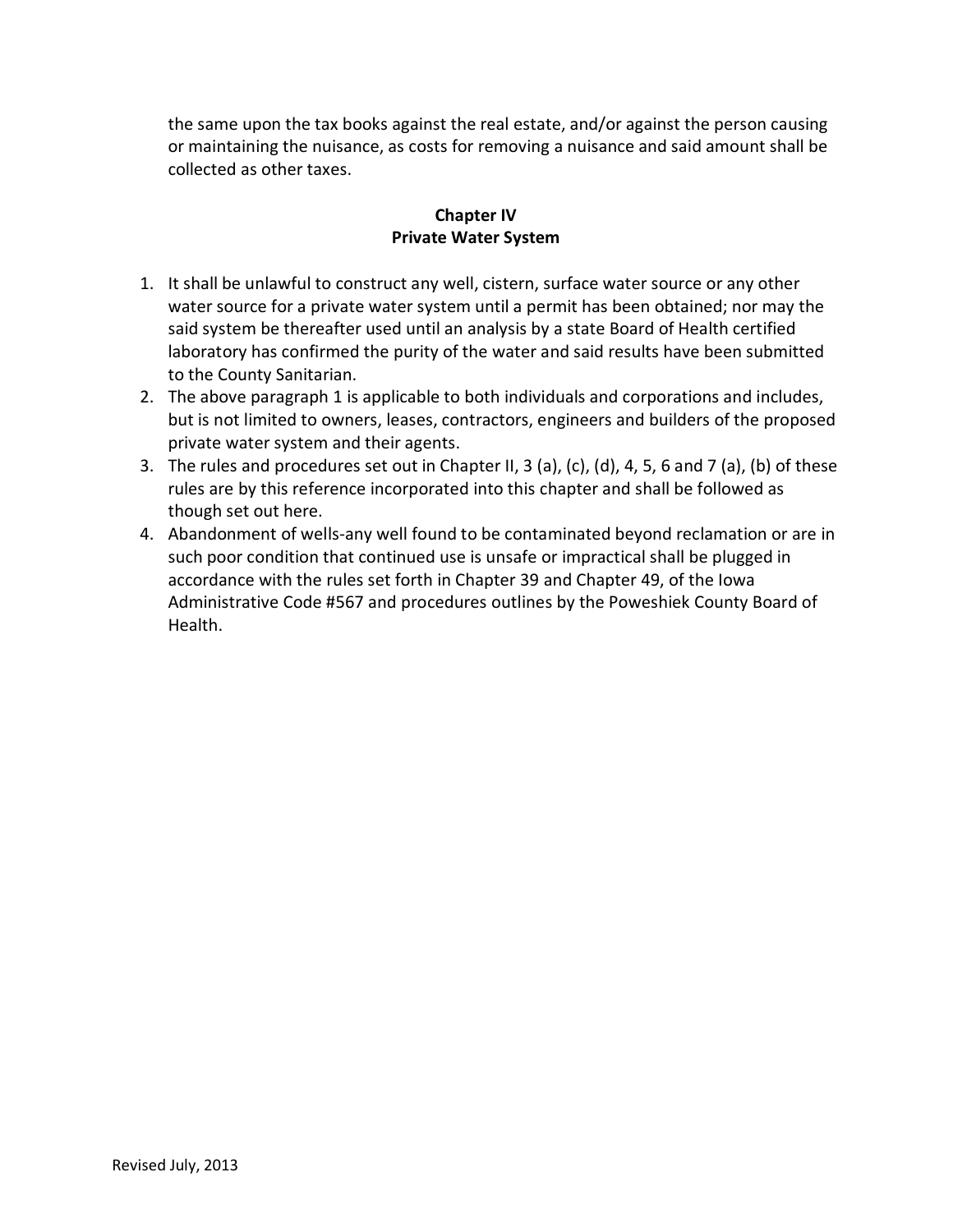the same upon the tax books against the real estate, and/or against the person causing or maintaining the nuisance, as costs for removing a nuisance and said amount shall be collected as other taxes.

## Chapter IV
## Private Water System

1. It shall be unlawful to construct any well, cistern, surface water source or any other water source for a private water system until a permit has been obtained; nor may the said system be thereafter used until an analysis by a state Board of Health certified laboratory has confirmed the purity of the water and said results have been submitted to the County Sanitarian.
2. The above paragraph 1 is applicable to both individuals and corporations and includes, but is not limited to owners, leases, contractors, engineers and builders of the proposed private water system and their agents.
3. The rules and procedures set out in Chapter II, 3 (a), (c), (d), 4, 5, 6 and 7 (a), (b) of these rules are by this reference incorporated into this chapter and shall be followed as though set out here.
4. Abandonment of wells-any well found to be contaminated beyond reclamation or are in such poor condition that continued use is unsafe or impractical shall be plugged in accordance with the rules set forth in Chapter 39 and Chapter 49, of the Iowa Administrative Code #567 and procedures outlines by the Poweshiek County Board of Health.

Revised July, 2013